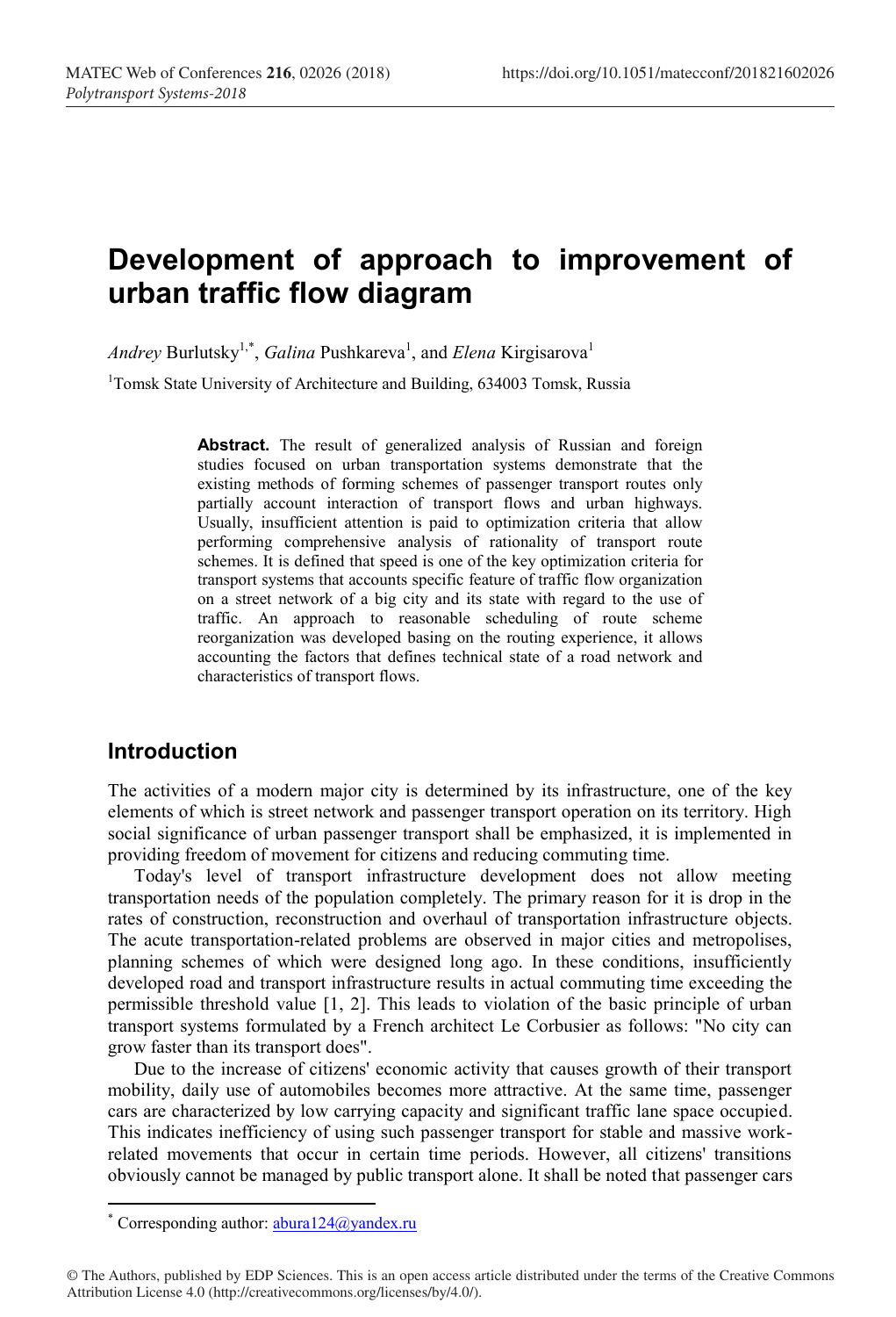# Development of approach to improvement of urban traffic flow diagram

*Andrey* Burlutsky[1,*], *Galina* Pushkareva[1], and *Elena* Kirgisarova[1]

[1]Tomsk State University of Architecture and Building, 634003 Tomsk, Russia

**Abstract.** The result of generalized analysis of Russian and foreign studies focused on urban transportation systems demonstrate that the existing methods of forming schemes of passenger transport routes only partially account interaction of transport flows and urban highways. Usually, insufficient attention is paid to optimization criteria that allow performing comprehensive analysis of rationality of transport route schemes. It is defined that speed is one of the key optimization criteria for transport systems that accounts specific feature of traffic flow organization on a street network of a big city and its state with regard to the use of traffic. An approach to reasonable scheduling of route scheme reorganization was developed basing on the routing experience, it allows accounting the factors that defines technical state of a road network and characteristics of transport flows.

## Introduction

The activities of a modern major city is determined by its infrastructure, one of the key elements of which is street network and passenger transport operation on its territory. High social significance of urban passenger transport shall be emphasized, it is implemented in providing freedom of movement for citizens and reducing commuting time.

Today's level of transport infrastructure development does not allow meeting transportation needs of the population completely. The primary reason for it is drop in the rates of construction, reconstruction and overhaul of transportation infrastructure objects. The acute transportation-related problems are observed in major cities and metropolises, planning schemes of which were designed long ago. In these conditions, insufficiently developed road and transport infrastructure results in actual commuting time exceeding the permissible threshold value [1, 2]. This leads to violation of the basic principle of urban transport systems formulated by a French architect Le Corbusier as follows: "No city can grow faster than its transport does".

Due to the increase of citizens' economic activity that causes growth of their transport mobility, daily use of automobiles becomes more attractive. At the same time, passenger cars are characterized by low carrying capacity and significant traffic lane space occupied. This indicates inefficiency of using such passenger transport for stable and massive work-related movements that occur in certain time periods. However, all citizens' transitions obviously cannot be managed by public transport alone. It shall be noted that passenger cars

---

* Corresponding author: abura124@yandex.ru

© The Authors, published by EDP Sciences. This is an open access article distributed under the terms of the Creative Commons Attribution License 4.0 (http://creativecommons.org/licenses/by/4.0/).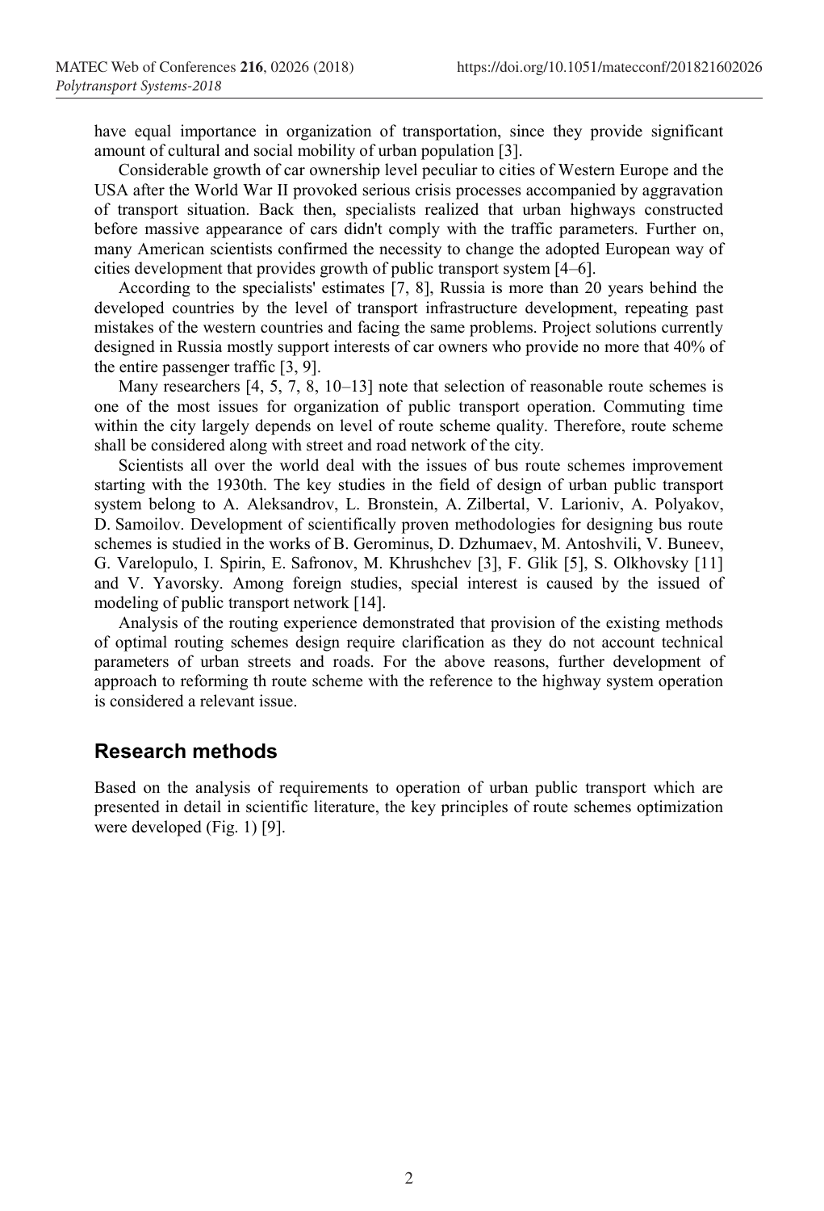have equal importance in organization of transportation, since they provide significant amount of cultural and social mobility of urban population [3].

Considerable growth of car ownership level peculiar to cities of Western Europe and the USA after the World War II provoked serious crisis processes accompanied by aggravation of transport situation. Back then, specialists realized that urban highways constructed before massive appearance of cars didn't comply with the traffic parameters. Further on, many American scientists confirmed the necessity to change the adopted European way of cities development that provides growth of public transport system [4–6].

According to the specialists' estimates [7, 8], Russia is more than 20 years behind the developed countries by the level of transport infrastructure development, repeating past mistakes of the western countries and facing the same problems. Project solutions currently designed in Russia mostly support interests of car owners who provide no more that 40% of the entire passenger traffic [3, 9].

Many researchers [4, 5, 7, 8, 10–13] note that selection of reasonable route schemes is one of the most issues for organization of public transport operation. Commuting time within the city largely depends on level of route scheme quality. Therefore, route scheme shall be considered along with street and road network of the city.

Scientists all over the world deal with the issues of bus route schemes improvement starting with the 1930th. The key studies in the field of design of urban public transport system belong to A. Aleksandrov, L. Bronstein, A. Zilbertal, V. Larioniv, A. Polyakov, D. Samoilov. Development of scientifically proven methodologies for designing bus route schemes is studied in the works of B. Gerominus, D. Dzhumaev, M. Antoshvili, V. Buneev, G. Varelopulo, I. Spirin, E. Safronov, M. Khrushchev [3], F. Glik [5], S. Olkhovsky [11] and V. Yavorsky. Among foreign studies, special interest is caused by the issued of modeling of public transport network [14].

Analysis of the routing experience demonstrated that provision of the existing methods of optimal routing schemes design require clarification as they do not account technical parameters of urban streets and roads. For the above reasons, further development of approach to reforming th route scheme with the reference to the highway system operation is considered a relevant issue.

## Research methods

Based on the analysis of requirements to operation of urban public transport which are presented in detail in scientific literature, the key principles of route schemes optimization were developed (Fig. 1) [9].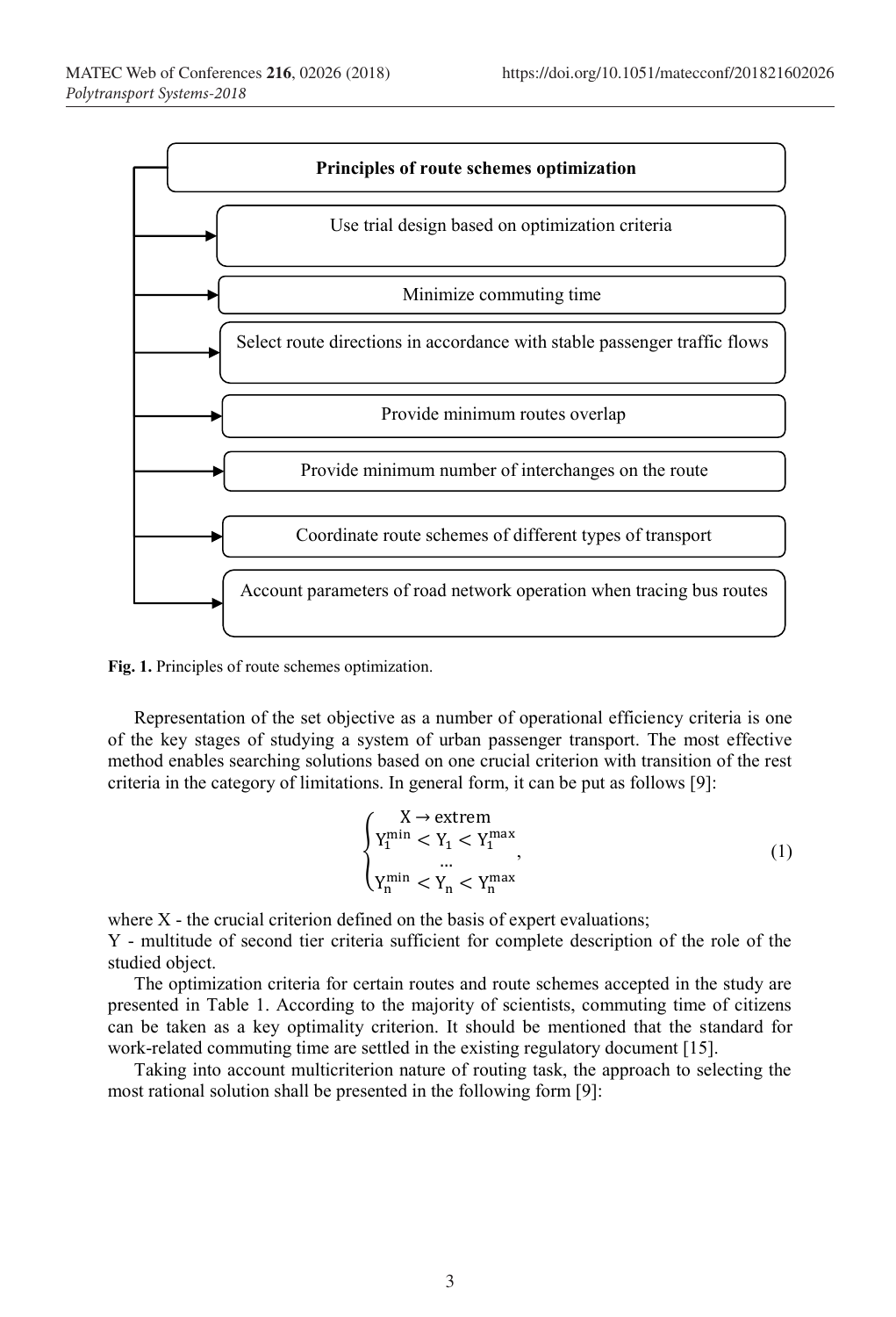**Principles of route schemes optimization**

- Use trial design based on optimization criteria
- Minimize commuting time
- Select route directions in accordance with stable passenger traffic flows
- Provide minimum routes overlap
- Provide minimum number of interchanges on the route
- Coordinate route schemes of different types of transport
- Account parameters of road network operation when tracing bus routes

**Fig. 1.** Principles of route schemes optimization.

Representation of the set objective as a number of operational efficiency criteria is one of the key stages of studying a system of urban passenger transport. The most effective method enables searching solutions based on one crucial criterion with transition of the rest criteria in the category of limitations. In general form, it can be put as follows [9]:

$$\begin{cases} X \rightarrow \text{extrem} \\ Y_1^{\min} < Y_1 < Y_1^{\max} \\ \dots \\ Y_n^{\min} < Y_n < Y_n^{\max} \end{cases}, \tag{1}$$

where X - the crucial criterion defined on the basis of expert evaluations;

Y - multitude of second tier criteria sufficient for complete description of the role of the studied object.

The optimization criteria for certain routes and route schemes accepted in the study are presented in Table 1. According to the majority of scientists, commuting time of citizens can be taken as a key optimality criterion. It should be mentioned that the standard for work-related commuting time are settled in the existing regulatory document [15].

Taking into account multicriterion nature of routing task, the approach to selecting the most rational solution shall be presented in the following form [9]: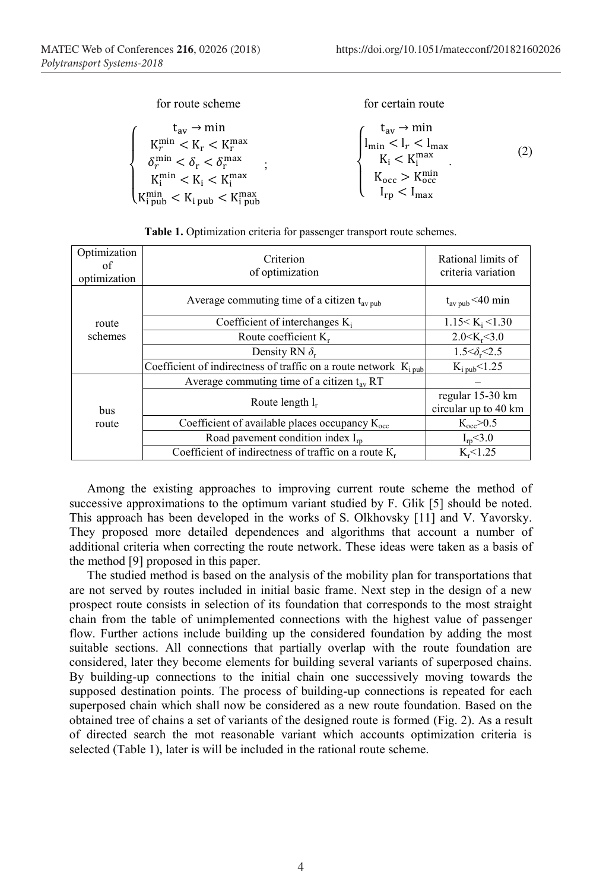for route scheme  for certain route

$$
\begin{cases}
t_{av} \to \min \\
K_r^{min} < K_r < K_r^{max} \\
\delta_r^{min} < \delta_r < \delta_r^{max} \\
K_i^{min} < K_i < K_i^{max} \\
K_{i\,pub}^{min} < K_{i\,pub} < K_{i\,pub}^{max}
\end{cases}
;
\qquad
\begin{cases}
t_{av} \to \min \\
l_{min} < l_r < l_{max} \\
K_i < K_i^{max} \\
K_{occ} > K_{occ}^{min} \\
I_{rp} < I_{max}
\end{cases}
. \tag{2}
$$

**Table 1.** Optimization criteria for passenger transport route schemes.

| Optimization of optimization | Criterion of optimization | Rational limits of criteria variation |
| --- | --- | --- |
| route schemes | Average commuting time of a citizen $t_{av\,pub}$ | $t_{av\,pub}$ <40 min |
| | Coefficient of interchanges $K_i$ | $1.15 < K_i < 1.30$ |
| | Route coefficient $K_r$ | $2.0 < K_r < 3.0$ |
| | Density RN $\delta_r$ | $1.5 < \delta_r < 2.5$ |
| | Coefficient of indirectness of traffic on a route network $K_{i\,pub}$ | $K_{i\,pub} < 1.25$ |
| bus route | Average commuting time of a citizen $t_{av}$ RT | – |
| | Route length $l_r$ | regular 15-30 km circular up to 40 km |
| | Coefficient of available places occupancy $K_{occ}$ | $K_{occ} > 0.5$ |
| | Road pavement condition index $I_{rp}$ | $I_{rp} < 3.0$ |
| | Coefficient of indirectness of traffic on a route $K_r$ | $K_r < 1.25$ |

Among the existing approaches to improving current route scheme the method of successive approximations to the optimum variant studied by F. Glik [5] should be noted. This approach has been developed in the works of S. Olkhovsky [11] and V. Yavorsky. They proposed more detailed dependences and algorithms that account a number of additional criteria when correcting the route network. These ideas were taken as a basis of the method [9] proposed in this paper.

The studied method is based on the analysis of the mobility plan for transportations that are not served by routes included in initial basic frame. Next step in the design of a new prospect route consists in selection of its foundation that corresponds to the most straight chain from the table of unimplemented connections with the highest value of passenger flow. Further actions include building up the considered foundation by adding the most suitable sections. All connections that partially overlap with the route foundation are considered, later they become elements for building several variants of superposed chains. By building-up connections to the initial chain one successively moving towards the supposed destination points. The process of building-up connections is repeated for each superposed chain which shall now be considered as a new route foundation. Based on the obtained tree of chains a set of variants of the designed route is formed (Fig. 2). As a result of directed search the mot reasonable variant which accounts optimization criteria is selected (Table 1), later is will be included in the rational route scheme.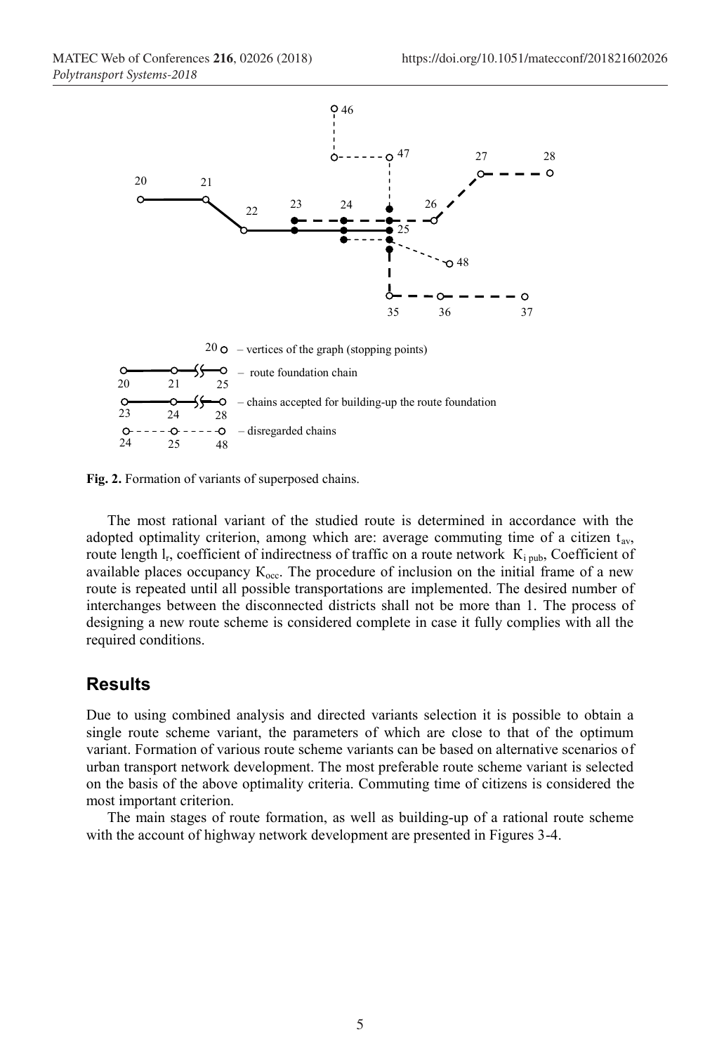**Fig. 2.** Formation of variants of superposed chains.

The most rational variant of the studied route is determined in accordance with the adopted optimality criterion, among which are: average commuting time of a citizen $t_{av}$, route length $l_r$, coefficient of indirectness of traffic on a route network $K_{i\ pub}$, Coefficient of available places occupancy $K_{occ}$. The procedure of inclusion on the initial frame of a new route is repeated until all possible transportations are implemented. The desired number of interchanges between the disconnected districts shall not be more than 1. The process of designing a new route scheme is considered complete in case it fully complies with all the required conditions.

## Results

Due to using combined analysis and directed variants selection it is possible to obtain a single route scheme variant, the parameters of which are close to that of the optimum variant. Formation of various route scheme variants can be based on alternative scenarios of urban transport network development. The most preferable route scheme variant is selected on the basis of the above optimality criteria. Commuting time of citizens is considered the most important criterion.

The main stages of route formation, as well as building-up of a rational route scheme with the account of highway network development are presented in Figures 3-4.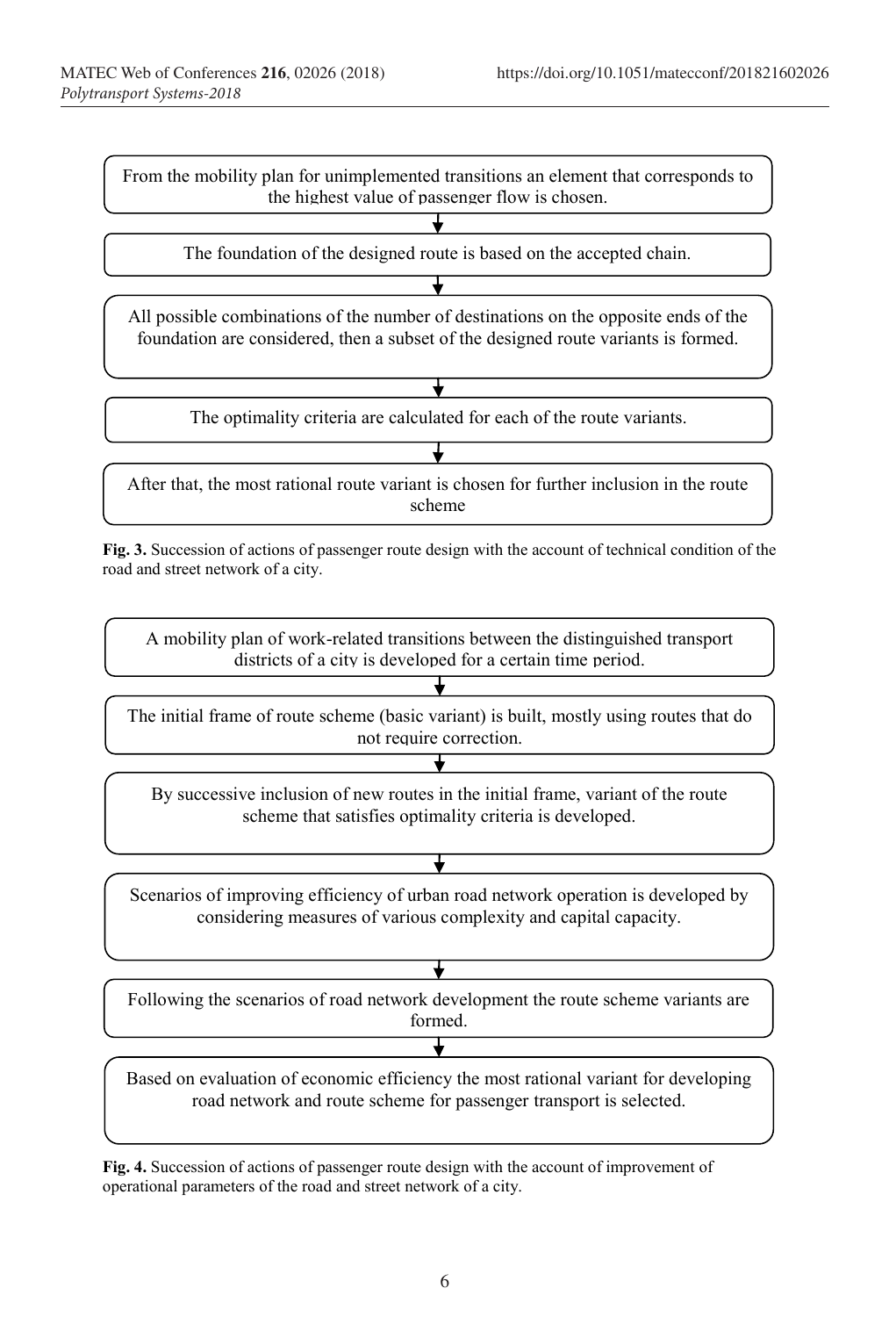From the mobility plan for unimplemented transitions an element that corresponds to the highest value of passenger flow is chosen.

↓

The foundation of the designed route is based on the accepted chain.

↓

All possible combinations of the number of destinations on the opposite ends of the foundation are considered, then a subset of the designed route variants is formed.

↓

The optimality criteria are calculated for each of the route variants.

↓

After that, the most rational route variant is chosen for further inclusion in the route scheme

**Fig. 3.** Succession of actions of passenger route design with the account of technical condition of the road and street network of a city.

A mobility plan of work-related transitions between the distinguished transport districts of a city is developed for a certain time period.

↓

The initial frame of route scheme (basic variant) is built, mostly using routes that do not require correction.

↓

By successive inclusion of new routes in the initial frame, variant of the route scheme that satisfies optimality criteria is developed.

↓

Scenarios of improving efficiency of urban road network operation is developed by considering measures of various complexity and capital capacity.

↓

Following the scenarios of road network development the route scheme variants are formed.

↓

Based on evaluation of economic efficiency the most rational variant for developing road network and route scheme for passenger transport is selected.

**Fig. 4.** Succession of actions of passenger route design with the account of improvement of operational parameters of the road and street network of a city.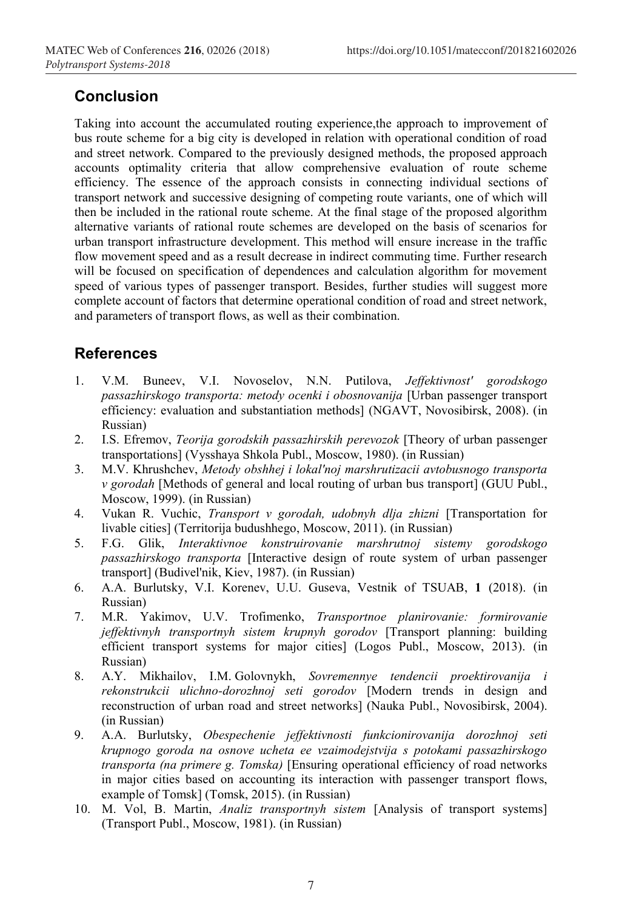## Conclusion

Taking into account the accumulated routing experience,the approach to improvement of bus route scheme for a big city is developed in relation with operational condition of road and street network. Compared to the previously designed methods, the proposed approach accounts optimality criteria that allow comprehensive evaluation of route scheme efficiency. The essence of the approach consists in connecting individual sections of transport network and successive designing of competing route variants, one of which will then be included in the rational route scheme. At the final stage of the proposed algorithm alternative variants of rational route schemes are developed on the basis of scenarios for urban transport infrastructure development. This method will ensure increase in the traffic flow movement speed and as a result decrease in indirect commuting time. Further research will be focused on specification of dependences and calculation algorithm for movement speed of various types of passenger transport. Besides, further studies will suggest more complete account of factors that determine operational condition of road and street network, and parameters of transport flows, as well as their combination.

## References

1. V.M. Buneev, V.I. Novoselov, N.N. Putilova, *Jeffektivnost' gorodskogo passazhirskogo transporta: metody ocenki i obosnovanija* [Urban passenger transport efficiency: evaluation and substantiation methods] (NGAVT, Novosibirsk, 2008). (in Russian)
2. I.S. Efremov, *Teorija gorodskih passazhirskih perevozok* [Theory of urban passenger transportations] (Vysshaya Shkola Publ., Moscow, 1980). (in Russian)
3. M.V. Khrushchev, *Metody obshhej i lokal'noj marshrutizacii avtobusnogo transporta v gorodah* [Methods of general and local routing of urban bus transport] (GUU Publ., Moscow, 1999). (in Russian)
4. Vukan R. Vuchic, *Transport v gorodah, udobnyh dlja zhizni* [Transportation for livable cities] (Territorija budushhego, Moscow, 2011). (in Russian)
5. F.G. Glik, *Interaktivnoe konstruirovanie marshrutnoj sistemy gorodskogo passazhirskogo transporta* [Interactive design of route system of urban passenger transport] (Budivel'nik, Kiev, 1987). (in Russian)
6. A.A. Burlutsky, V.I. Korenev, U.U. Guseva, Vestnik of TSUAB, **1** (2018). (in Russian)
7. M.R. Yakimov, U.V. Trofimenko, *Transportnoe planirovanie: formirovanie jeffektivnyh transportnyh sistem krupnyh gorodov* [Transport planning: building efficient transport systems for major cities] (Logos Publ., Moscow, 2013). (in Russian)
8. A.Y. Mikhailov, I.M. Golovnykh, *Sovremennye tendencii proektirovanija i rekonstrukcii ulichno-dorozhnoj seti gorodov* [Modern trends in design and reconstruction of urban road and street networks] (Nauka Publ., Novosibirsk, 2004). (in Russian)
9. A.A. Burlutsky, *Obespechenie jeffektivnosti funkcionirovanija dorozhnoj seti krupnogo goroda na osnove ucheta ee vzaimodejstvija s potokami passazhirskogo transporta (na primere g. Tomska)* [Ensuring operational efficiency of road networks in major cities based on accounting its interaction with passenger transport flows, example of Tomsk] (Tomsk, 2015). (in Russian)
10. M. Vol, B. Martin, *Analiz transportnyh sistem* [Analysis of transport systems] (Transport Publ., Moscow, 1981). (in Russian)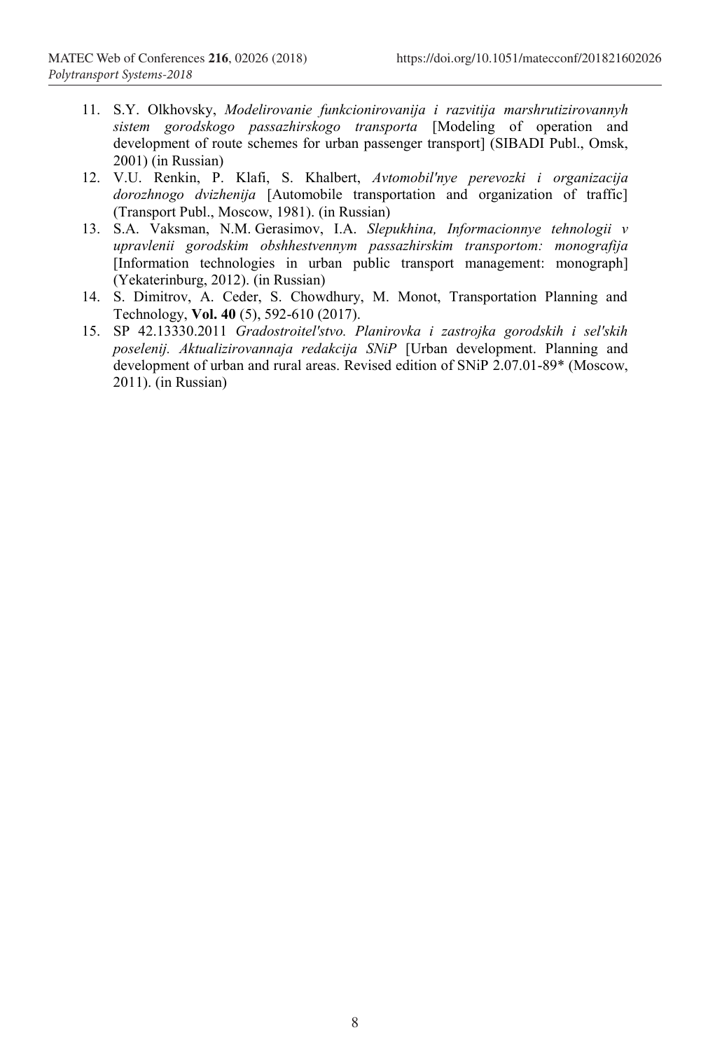11. S.Y. Olkhovsky, *Modelirovanie funkcionirovanija i razvitija marshrutizirovannyh sistem gorodskogo passazhirskogo transporta* [Modeling of operation and development of route schemes for urban passenger transport] (SIBADI Publ., Omsk, 2001) (in Russian)
12. V.U. Renkin, P. Klafi, S. Khalbert, *Avtomobil'nye perevozki i organizacija dorozhnogo dvizhenija* [Automobile transportation and organization of traffic] (Transport Publ., Moscow, 1981). (in Russian)
13. S.A. Vaksman, N.M. Gerasimov, I.A. *Slepukhina, Informacionnye tehnologii v upravlenii gorodskim obshhestvennym passazhirskim transportom: monografija* [Information technologies in urban public transport management: monograph] (Yekaterinburg, 2012). (in Russian)
14. S. Dimitrov, A. Ceder, S. Chowdhury, M. Monot, Transportation Planning and Technology, **Vol. 40** (5), 592-610 (2017).
15. SP 42.13330.2011 *Gradostroitel'stvo. Planirovka i zastrojka gorodskih i sel'skih poselenij. Aktualizirovannaja redakcija SNiP* [Urban development. Planning and development of urban and rural areas. Revised edition of SNiP 2.07.01-89* (Moscow, 2011). (in Russian)